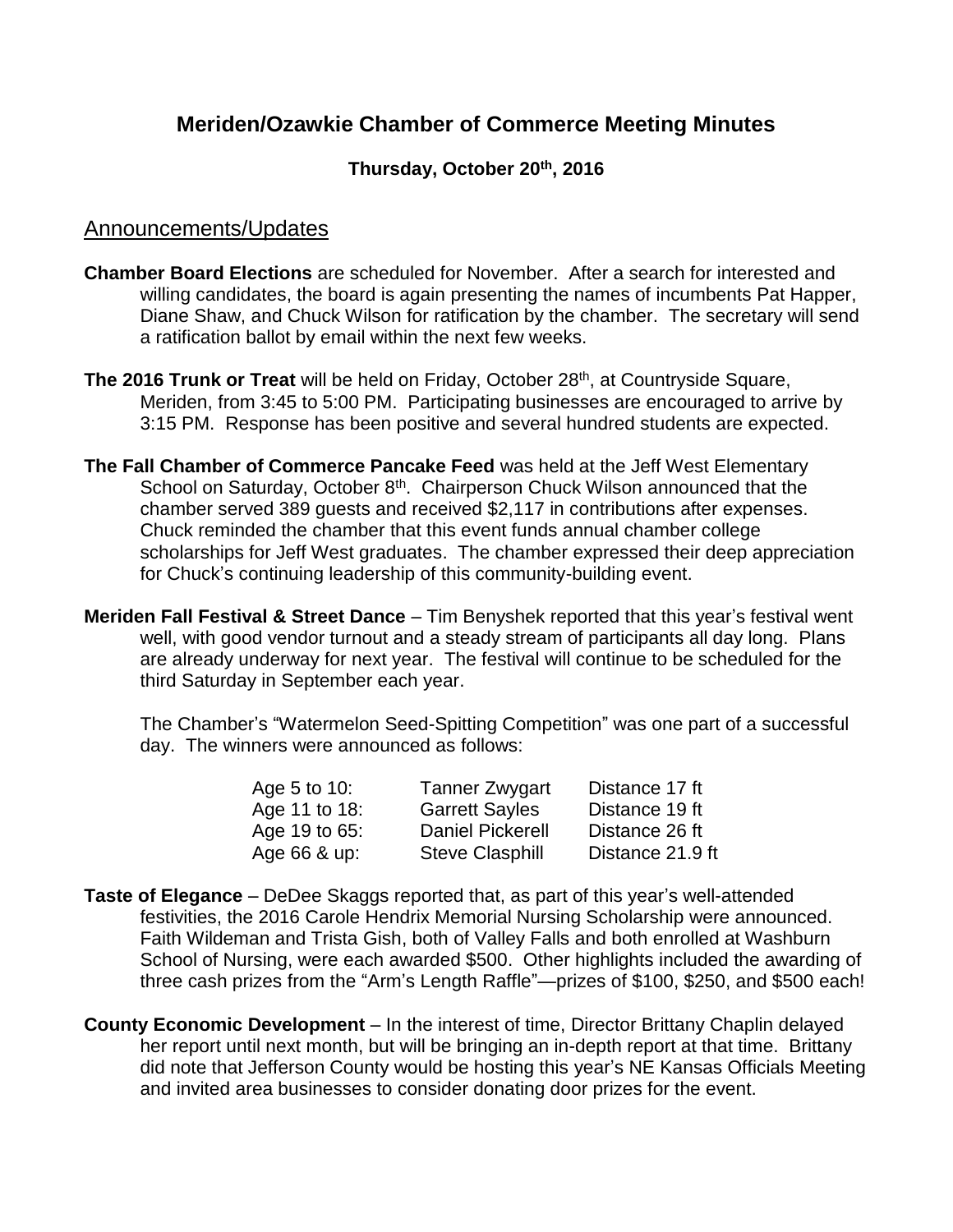# Meriden/Ozawkie Chamber of Commerce Meeting Minutes

**Thursday, October 20th, 2016**

## Announcements/Updates

**Chamber Board Elections** are scheduled for November. After a search for interested and willing candidates, the board is again presenting the names of incumbents Pat Happer, Diane Shaw, and Chuck Wilson for ratification by the chamber. The secretary will send a ratification ballot by email within the next few weeks.

**The 2016 Trunk or Treat** will be held on Friday, October 28th, at Countryside Square, Meriden, from 3:45 to 5:00 PM. Participating businesses are encouraged to arrive by 3:15 PM. Response has been positive and several hundred students are expected.

**The Fall Chamber of Commerce Pancake Feed** was held at the Jeff West Elementary School on Saturday, October 8th. Chairperson Chuck Wilson announced that the chamber served 389 guests and received $2,117 in contributions after expenses. Chuck reminded the chamber that this event funds annual chamber college scholarships for Jeff West graduates. The chamber expressed their deep appreciation for Chuck's continuing leadership of this community-building event.

**Meriden Fall Festival & Street Dance** – Tim Benyshek reported that this year's festival went well, with good vendor turnout and a steady stream of participants all day long. Plans are already underway for next year. The festival will continue to be scheduled for the third Saturday in September each year.

The Chamber's "Watermelon Seed-Spitting Competition" was one part of a successful day. The winners were announced as follows:

| | | |
|---|---|---|
| Age 5 to 10: | Tanner Zwygart | Distance 17 ft |
| Age 11 to 18: | Garrett Sayles | Distance 19 ft |
| Age 19 to 65: | Daniel Pickerell | Distance 26 ft |
| Age 66 & up: | Steve Clasphill | Distance 21.9 ft |

**Taste of Elegance** – DeDee Skaggs reported that, as part of this year's well-attended festivities, the 2016 Carole Hendrix Memorial Nursing Scholarship were announced. Faith Wildeman and Trista Gish, both of Valley Falls and both enrolled at Washburn School of Nursing, were each awarded $500. Other highlights included the awarding of three cash prizes from the "Arm's Length Raffle"—prizes of $100, $250, and $500 each!

**County Economic Development** – In the interest of time, Director Brittany Chaplin delayed her report until next month, but will be bringing an in-depth report at that time. Brittany did note that Jefferson County would be hosting this year's NE Kansas Officials Meeting and invited area businesses to consider donating door prizes for the event.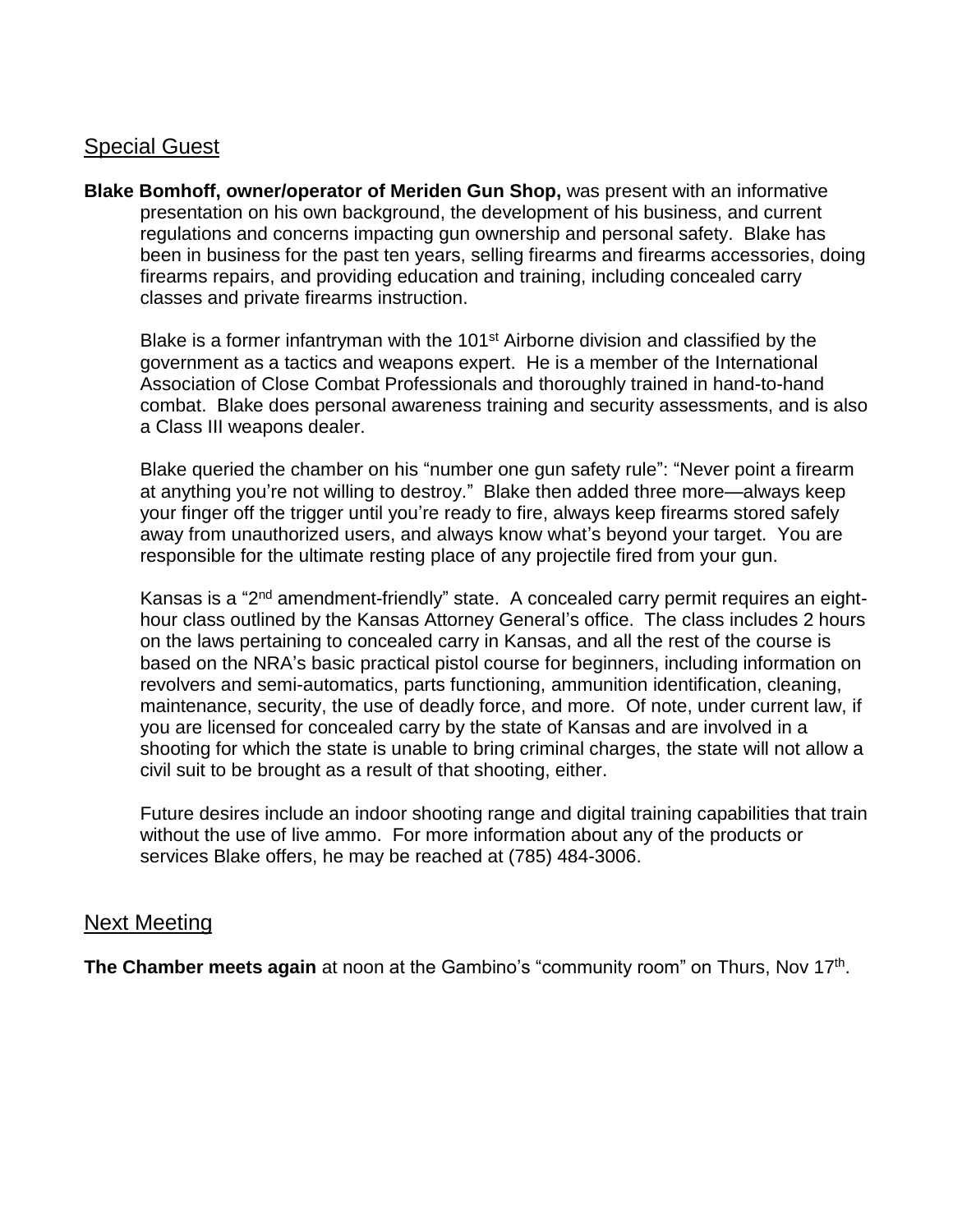## Special Guest

**Blake Bomhoff, owner/operator of Meriden Gun Shop,** was present with an informative presentation on his own background, the development of his business, and current regulations and concerns impacting gun ownership and personal safety. Blake has been in business for the past ten years, selling firearms and firearms accessories, doing firearms repairs, and providing education and training, including concealed carry classes and private firearms instruction.

Blake is a former infantryman with the 101st Airborne division and classified by the government as a tactics and weapons expert. He is a member of the International Association of Close Combat Professionals and thoroughly trained in hand-to-hand combat. Blake does personal awareness training and security assessments, and is also a Class III weapons dealer.

Blake queried the chamber on his "number one gun safety rule": "Never point a firearm at anything you're not willing to destroy." Blake then added three more—always keep your finger off the trigger until you're ready to fire, always keep firearms stored safely away from unauthorized users, and always know what's beyond your target. You are responsible for the ultimate resting place of any projectile fired from your gun.

Kansas is a "2nd amendment-friendly" state. A concealed carry permit requires an eight-hour class outlined by the Kansas Attorney General's office. The class includes 2 hours on the laws pertaining to concealed carry in Kansas, and all the rest of the course is based on the NRA's basic practical pistol course for beginners, including information on revolvers and semi-automatics, parts functioning, ammunition identification, cleaning, maintenance, security, the use of deadly force, and more. Of note, under current law, if you are licensed for concealed carry by the state of Kansas and are involved in a shooting for which the state is unable to bring criminal charges, the state will not allow a civil suit to be brought as a result of that shooting, either.

Future desires include an indoor shooting range and digital training capabilities that train without the use of live ammo. For more information about any of the products or services Blake offers, he may be reached at (785) 484-3006.

## Next Meeting

**The Chamber meets again** at noon at the Gambino's "community room" on Thurs, Nov 17th.